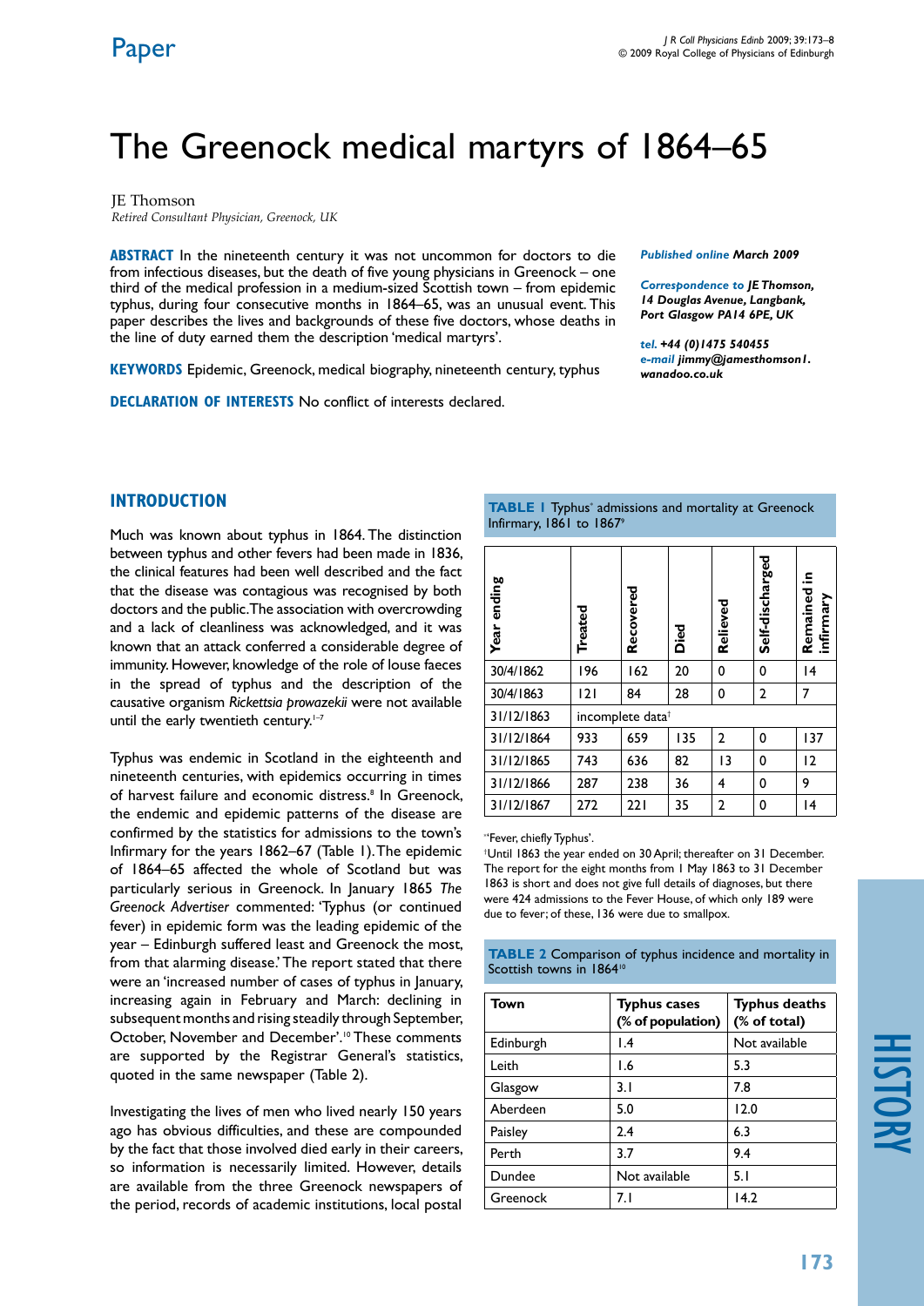# The Greenock medical martyrs of 1864–65

JE Thomson

*Retired Consultant Physician, Greenock, UK*

**ABSTRACT** In the nineteenth century it was not uncommon for doctors to die from infectious diseases, but the death of five young physicians in Greenock – one third of the medical profession in a medium-sized Scottish town – from epidemic typhus, during four consecutive months in 1864–65, was an unusual event. This paper describes the lives and backgrounds of these five doctors, whose deaths in the line of duty earned them the description 'medical martyrs'.

**KEYWORDS** Epidemic, Greenock, medical biography, nineteenth century, typhus

**DECLARATION OF INTERESTS** No conflict of interests declared.

***Published online** March 2009*

***Correspondence to** JE Thomson, 14 Douglas Avenue, Langbank, Port Glasgow PA14 6PE, UK*

***tel.** +44 (0)1475 540455*
***e-mail** jimmy@jamesthomson1.wanadoo.co.uk*

## INTRODUCTION

Much was known about typhus in 1864. The distinction between typhus and other fevers had been made in 1836, the clinical features had been well described and the fact that the disease was contagious was recognised by both doctors and the public. The association with overcrowding and a lack of cleanliness was acknowledged, and it was known that an attack conferred a considerable degree of immunity. However, knowledge of the role of louse faeces in the spread of typhus and the description of the causative organism *Rickettsia prowazekii* were not available until the early twentieth century.[1–7]

Typhus was endemic in Scotland in the eighteenth and nineteenth centuries, with epidemics occurring in times of harvest failure and economic distress.[8] In Greenock, the endemic and epidemic patterns of the disease are confirmed by the statistics for admissions to the town's Infirmary for the years 1862–67 (Table 1). The epidemic of 1864–65 affected the whole of Scotland but was particularly serious in Greenock. In January 1865 *The Greenock Advertiser* commented: 'Typhus (or continued fever) in epidemic form was the leading epidemic of the year – Edinburgh suffered least and Greenock the most, from that alarming disease.' The report stated that there were an 'increased number of cases of typhus in January, increasing again in February and March: declining in subsequent months and rising steadily through September, October, November and December'.[10] These comments are supported by the Registrar General's statistics, quoted in the same newspaper (Table 2).

Investigating the lives of men who lived nearly 150 years ago has obvious difficulties, and these are compounded by the fact that those involved died early in their careers, so information is necessarily limited. However, details are available from the three Greenock newspapers of the period, records of academic institutions, local postal

**TABLE 1** Typhus* admissions and mortality at Greenock Infirmary, 1861 to 1867[9]

| Year ending | Treated | Recovered | Died | Relieved | Self-discharged | Remained in infirmary |
|---|---|---|---|---|---|---|
| 30/4/1862 | 196 | 162 | 20 | 0 | 0 | 14 |
| 30/4/1863 | 121 | 84 | 28 | 0 | 2 | 7 |
| 31/12/1863 | incomplete data† | | | | | |
| 31/12/1864 | 933 | 659 | 135 | 2 | 0 | 137 |
| 31/12/1865 | 743 | 636 | 82 | 13 | 0 | 12 |
| 31/12/1866 | 287 | 238 | 36 | 4 | 0 | 9 |
| 31/12/1867 | 272 | 221 | 35 | 2 | 0 | 14 |

*'Fever, chiefly Typhus'.
†Until 1863 the year ended on 30 April; thereafter on 31 December. The report for the eight months from 1 May 1863 to 31 December 1863 is short and does not give full details of diagnoses, but there were 424 admissions to the Fever House, of which only 189 were due to fever; of these, 136 were due to smallpox.

**TABLE 2** Comparison of typhus incidence and mortality in Scottish towns in 1864[10]

| Town | Typhus cases (% of population) | Typhus deaths (% of total) |
|---|---|---|
| Edinburgh | 1.4 | Not available |
| Leith | 1.6 | 5.3 |
| Glasgow | 3.1 | 7.8 |
| Aberdeen | 5.0 | 12.0 |
| Paisley | 2.4 | 6.3 |
| Perth | 3.7 | 9.4 |
| Dundee | Not available | 5.1 |
| Greenock | 7.1 | 14.2 |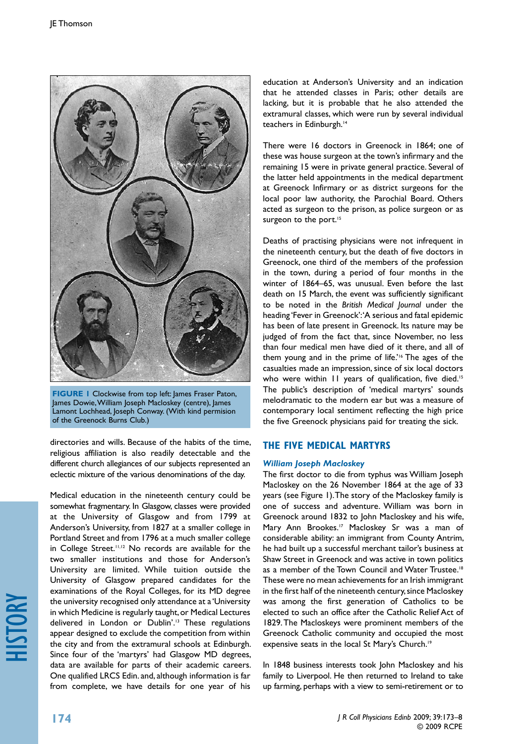**FIGURE 1** Clockwise from top left: James Fraser Paton, James Dowie, William Joseph Macloskey (centre), James Lamont Lochhead, Joseph Conway. (With kind permission of the Greenock Burns Club.)

directories and wills. Because of the habits of the time, religious affiliation is also readily detectable and the different church allegiances of our subjects represented an eclectic mixture of the various denominations of the day.

Medical education in the nineteenth century could be somewhat fragmentary. In Glasgow, classes were provided at the University of Glasgow and from 1799 at Anderson's University, from 1827 at a smaller college in Portland Street and from 1796 at a much smaller college in College Street.[11,12] No records are available for the two smaller institutions and those for Anderson's University are limited. While tuition outside the University of Glasgow prepared candidates for the examinations of the Royal Colleges, for its MD degree the university recognised only attendance at a 'University in which Medicine is regularly taught, or Medical Lectures delivered in London or Dublin'.[13] These regulations appear designed to exclude the competition from within the city and from the extramural schools at Edinburgh. Since four of the 'martyrs' had Glasgow MD degrees, data are available for parts of their academic careers. One qualified LRCS Edin. and, although information is far from complete, we have details for one year of his education at Anderson's University and an indication that he attended classes in Paris; other details are lacking, but it is probable that he also attended the extramural classes, which were run by several individual teachers in Edinburgh.[14]

There were 16 doctors in Greenock in 1864; one of these was house surgeon at the town's infirmary and the remaining 15 were in private general practice. Several of the latter held appointments in the medical department at Greenock Infirmary or as district surgeons for the local poor law authority, the Parochial Board. Others acted as surgeon to the prison, as police surgeon or as surgeon to the port.[15]

Deaths of practising physicians were not infrequent in the nineteenth century, but the death of five doctors in Greenock, one third of the members of the profession in the town, during a period of four months in the winter of 1864–65, was unusual. Even before the last death on 15 March, the event was sufficiently significant to be noted in the *British Medical Journal* under the heading 'Fever in Greenock': 'A serious and fatal epidemic has been of late present in Greenock. Its nature may be judged of from the fact that, since November, no less than four medical men have died of it there, and all of them young and in the prime of life.'[16] The ages of the casualties made an impression, since of six local doctors who were within 11 years of qualification, five died.[15] The public's description of 'medical martyrs' sounds melodramatic to the modern ear but was a measure of contemporary local sentiment reflecting the high price the five Greenock physicians paid for treating the sick.

## THE FIVE MEDICAL MARTYRS

### *William Joseph Macloskey*

The first doctor to die from typhus was William Joseph Macloskey on the 26 November 1864 at the age of 33 years (see Figure 1). The story of the Macloskey family is one of success and adventure. William was born in Greenock around 1832 to John Macloskey and his wife, Mary Ann Brookes.[17] Macloskey Sr was a man of considerable ability: an immigrant from County Antrim, he had built up a successful merchant tailor's business at Shaw Street in Greenock and was active in town politics as a member of the Town Council and Water Trustee.[18] These were no mean achievements for an Irish immigrant in the first half of the nineteenth century, since Macloskey was among the first generation of Catholics to be elected to such an office after the Catholic Relief Act of 1829. The Macloskeys were prominent members of the Greenock Catholic community and occupied the most expensive seats in the local St Mary's Church.[19]

In 1848 business interests took John Macloskey and his family to Liverpool. He then returned to Ireland to take up farming, perhaps with a view to semi-retirement or to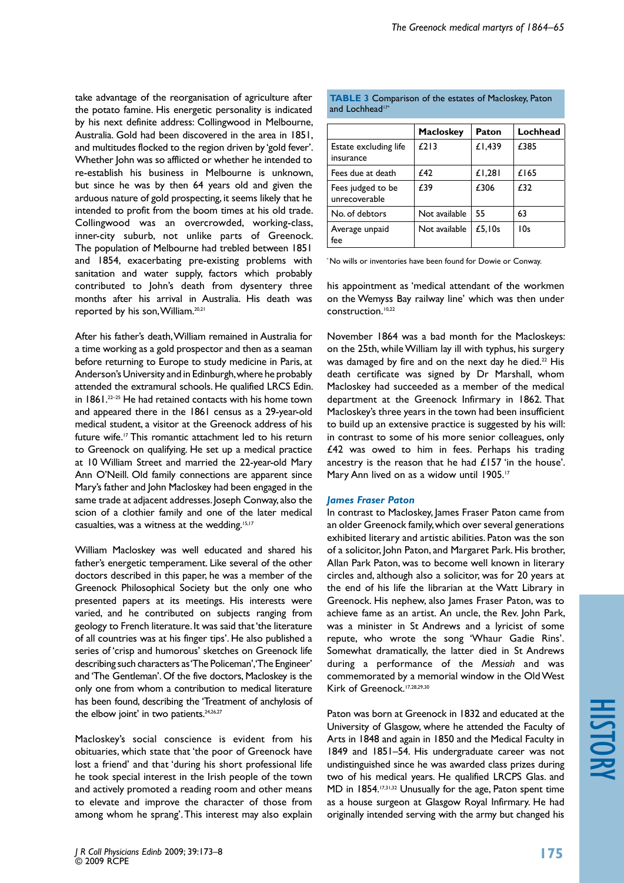take advantage of the reorganisation of agriculture after the potato famine. His energetic personality is indicated by his next definite address: Collingwood in Melbourne, Australia. Gold had been discovered in the area in 1851, and multitudes flocked to the region driven by 'gold fever'. Whether John was so afflicted or whether he intended to re-establish his business in Melbourne is unknown, but since he was by then 64 years old and given the arduous nature of gold prospecting, it seems likely that he intended to profit from the boom times at his old trade. Collingwood was an overcrowded, working-class, inner-city suburb, not unlike parts of Greenock. The population of Melbourne had trebled between 1851 and 1854, exacerbating pre-existing problems with sanitation and water supply, factors which probably contributed to John's death from dysentery three months after his arrival in Australia. His death was reported by his son, William.[20,21]

After his father's death, William remained in Australia for a time working as a gold prospector and then as a seaman before returning to Europe to study medicine in Paris, at Anderson's University and in Edinburgh, where he probably attended the extramural schools. He qualified LRCS Edin. in 1861.[22–25] He had retained contacts with his home town and appeared there in the 1861 census as a 29-year-old medical student, a visitor at the Greenock address of his future wife.[17] This romantic attachment led to his return to Greenock on qualifying. He set up a medical practice at 10 William Street and married the 22-year-old Mary Ann O'Neill. Old family connections are apparent since Mary's father and John Macloskey had been engaged in the same trade at adjacent addresses. Joseph Conway, also the scion of a clothier family and one of the later medical casualties, was a witness at the wedding.[15,17]

William Macloskey was well educated and shared his father's energetic temperament. Like several of the other doctors described in this paper, he was a member of the Greenock Philosophical Society but the only one who presented papers at its meetings. His interests were varied, and he contributed on subjects ranging from geology to French literature. It was said that 'the literature of all countries was at his finger tips'. He also published a series of 'crisp and humorous' sketches on Greenock life describing such characters as 'The Policeman', 'The Engineer' and 'The Gentleman'. Of the five doctors, Macloskey is the only one from whom a contribution to medical literature has been found, describing the 'Treatment of anchylosis of the elbow joint' in two patients.[24,26,27]

Macloskey's social conscience is evident from his obituaries, which state that 'the poor of Greenock have lost a friend' and that 'during his short professional life he took special interest in the Irish people of the town and actively promoted a reading room and other means to elevate and improve the character of those from among whom he sprang'. This interest may also explain his appointment as 'medical attendant of the workmen on the Wemyss Bay railway line' which was then under construction.[10,22]

**TABLE 3** Comparison of the estates of Macloskey, Paton and Lochhead[17*]

| | Macloskey | Paton | Lochhead |
|---|---|---|---|
| Estate excluding life insurance | £213 | £1,439 | £385 |
| Fees due at death | £42 | £1,281 | £165 |
| Fees judged to be unrecoverable | £39 | £306 | £32 |
| No. of debtors | Not available | 55 | 63 |
| Average unpaid fee | Not available | £5,10s | 10s |

*No wills or inventories have been found for Dowie or Conway.

November 1864 was a bad month for the Macloskeys: on the 25th, while William lay ill with typhus, his surgery was damaged by fire and on the next day he died.[22] His death certificate was signed by Dr Marshall, whom Macloskey had succeeded as a member of the medical department at the Greenock Infirmary in 1862. That Macloskey's three years in the town had been insufficient to build up an extensive practice is suggested by his will: in contrast to some of his more senior colleagues, only £42 was owed to him in fees. Perhaps his trading ancestry is the reason that he had £157 'in the house'. Mary Ann lived on as a widow until 1905.[17]

### *James Fraser Paton*

In contrast to Macloskey, James Fraser Paton came from an older Greenock family, which over several generations exhibited literary and artistic abilities. Paton was the son of a solicitor, John Paton, and Margaret Park. His brother, Allan Park Paton, was to become well known in literary circles and, although also a solicitor, was for 20 years at the end of his life the librarian at the Watt Library in Greenock. His nephew, also James Fraser Paton, was to achieve fame as an artist. An uncle, the Rev. John Park, was a minister in St Andrews and a lyricist of some repute, who wrote the song 'Whaur Gadie Rins'. Somewhat dramatically, the latter died in St Andrews during a performance of the *Messiah* and was commemorated by a memorial window in the Old West Kirk of Greenock.[17,28,29,30]

Paton was born at Greenock in 1832 and educated at the University of Glasgow, where he attended the Faculty of Arts in 1848 and again in 1850 and the Medical Faculty in 1849 and 1851–54. His undergraduate career was not undistinguished since he was awarded class prizes during two of his medical years. He qualified LRCPS Glas. and MD in 1854.[17,31,32] Unusually for the age, Paton spent time as a house surgeon at Glasgow Royal Infirmary. He had originally intended serving with the army but changed his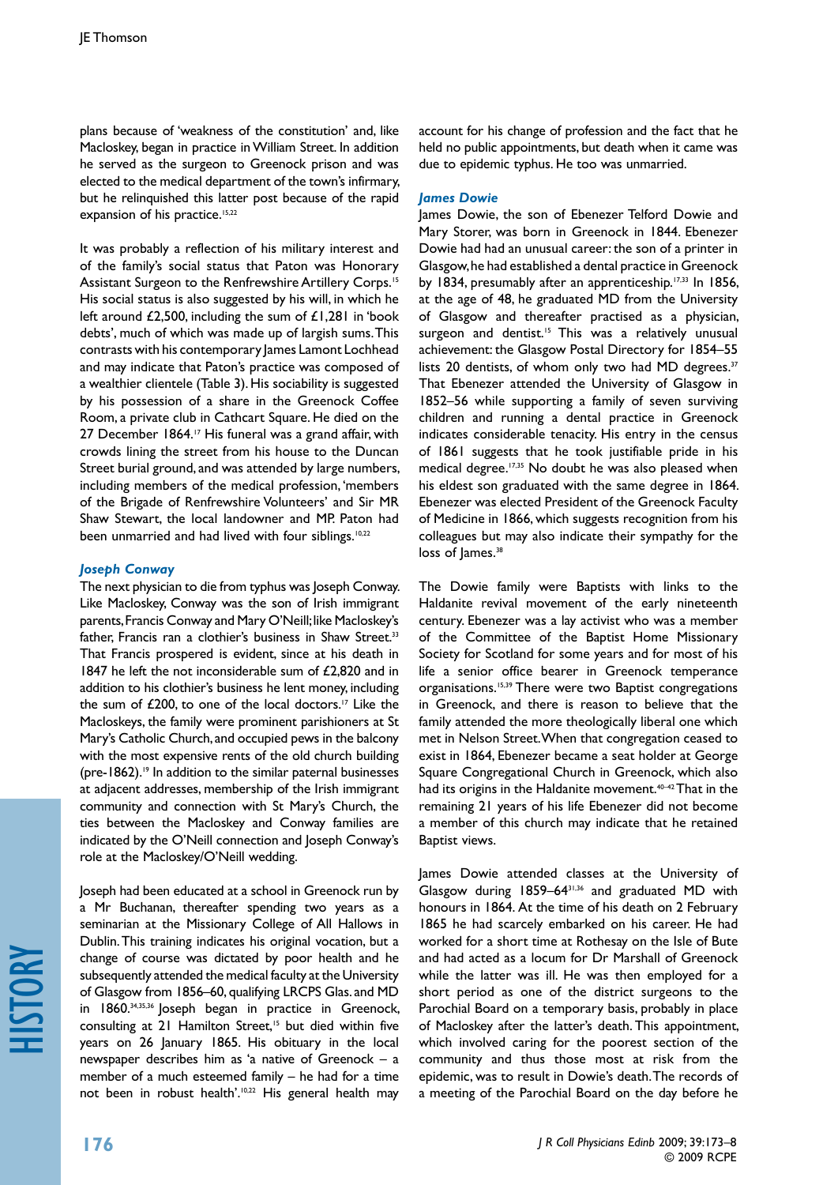plans because of 'weakness of the constitution' and, like Macloskey, began in practice in William Street. In addition he served as the surgeon to Greenock prison and was elected to the medical department of the town's infirmary, but he relinquished this latter post because of the rapid expansion of his practice.[15,22]

It was probably a reflection of his military interest and of the family's social status that Paton was Honorary Assistant Surgeon to the Renfrewshire Artillery Corps.[15] His social status is also suggested by his will, in which he left around £2,500, including the sum of £1,281 in 'book debts', much of which was made up of largish sums. This contrasts with his contemporary James Lamont Lochhead and may indicate that Paton's practice was composed of a wealthier clientele (Table 3). His sociability is suggested by his possession of a share in the Greenock Coffee Room, a private club in Cathcart Square. He died on the 27 December 1864.[17] His funeral was a grand affair, with crowds lining the street from his house to the Duncan Street burial ground, and was attended by large numbers, including members of the medical profession, 'members of the Brigade of Renfrewshire Volunteers' and Sir MR Shaw Stewart, the local landowner and MP. Paton had been unmarried and had lived with four siblings.[10,22]

### *Joseph Conway*

The next physician to die from typhus was Joseph Conway. Like Macloskey, Conway was the son of Irish immigrant parents, Francis Conway and Mary O'Neill; like Macloskey's father, Francis ran a clothier's business in Shaw Street.[33] That Francis prospered is evident, since at his death in 1847 he left the not inconsiderable sum of £2,820 and in addition to his clothier's business he lent money, including the sum of £200, to one of the local doctors.[17] Like the Macloskeys, the family were prominent parishioners at St Mary's Catholic Church, and occupied pews in the balcony with the most expensive rents of the old church building (pre-1862).[19] In addition to the similar paternal businesses at adjacent addresses, membership of the Irish immigrant community and connection with St Mary's Church, the ties between the Macloskey and Conway families are indicated by the O'Neill connection and Joseph Conway's role at the Macloskey/O'Neill wedding.

Joseph had been educated at a school in Greenock run by a Mr Buchanan, thereafter spending two years as a seminarian at the Missionary College of All Hallows in Dublin. This training indicates his original vocation, but a change of course was dictated by poor health and he subsequently attended the medical faculty at the University of Glasgow from 1856–60, qualifying LRCPS Glas. and MD in 1860.[34,35,36] Joseph began in practice in Greenock, consulting at 21 Hamilton Street,[15] but died within five years on 26 January 1865. His obituary in the local newspaper describes him as 'a native of Greenock – a member of a much esteemed family – he had for a time not been in robust health'.[10,22] His general health may account for his change of profession and the fact that he held no public appointments, but death when it came was due to epidemic typhus. He too was unmarried.

### *James Dowie*

James Dowie, the son of Ebenezer Telford Dowie and Mary Storer, was born in Greenock in 1844. Ebenezer Dowie had had an unusual career: the son of a printer in Glasgow, he had established a dental practice in Greenock by 1834, presumably after an apprenticeship.[17,33] In 1856, at the age of 48, he graduated MD from the University of Glasgow and thereafter practised as a physician, surgeon and dentist.[15] This was a relatively unusual achievement: the Glasgow Postal Directory for 1854–55 lists 20 dentists, of whom only two had MD degrees.[37] That Ebenezer attended the University of Glasgow in 1852–56 while supporting a family of seven surviving children and running a dental practice in Greenock indicates considerable tenacity. His entry in the census of 1861 suggests that he took justifiable pride in his medical degree.[17,35] No doubt he was also pleased when his eldest son graduated with the same degree in 1864. Ebenezer was elected President of the Greenock Faculty of Medicine in 1866, which suggests recognition from his colleagues but may also indicate their sympathy for the loss of James.[38]

The Dowie family were Baptists with links to the Haldanite revival movement of the early nineteenth century. Ebenezer was a lay activist who was a member of the Committee of the Baptist Home Missionary Society for Scotland for some years and for most of his life a senior office bearer in Greenock temperance organisations.[15,39] There were two Baptist congregations in Greenock, and there is reason to believe that the family attended the more theologically liberal one which met in Nelson Street. When that congregation ceased to exist in 1864, Ebenezer became a seat holder at George Square Congregational Church in Greenock, which also had its origins in the Haldanite movement.[40–42] That in the remaining 21 years of his life Ebenezer did not become a member of this church may indicate that he retained Baptist views.

James Dowie attended classes at the University of Glasgow during 1859–64[31,36] and graduated MD with honours in 1864. At the time of his death on 2 February 1865 he had scarcely embarked on his career. He had worked for a short time at Rothesay on the Isle of Bute and had acted as a locum for Dr Marshall of Greenock while the latter was ill. He was then employed for a short period as one of the district surgeons to the Parochial Board on a temporary basis, probably in place of Macloskey after the latter's death. This appointment, which involved caring for the poorest section of the community and thus those most at risk from the epidemic, was to result in Dowie's death. The records of a meeting of the Parochial Board on the day before he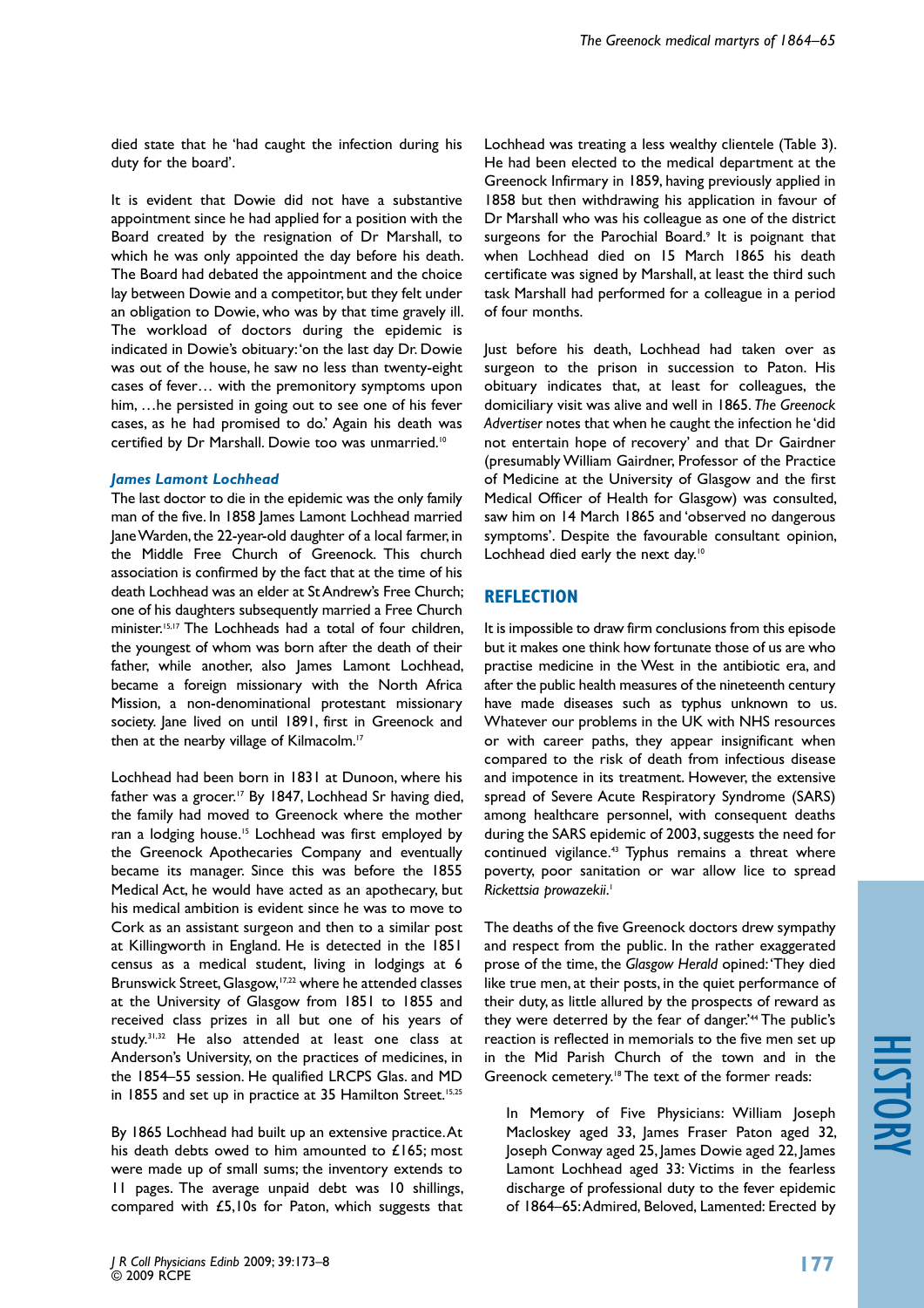died state that he 'had caught the infection during his duty for the board'.

It is evident that Dowie did not have a substantive appointment since he had applied for a position with the Board created by the resignation of Dr Marshall, to which he was only appointed the day before his death. The Board had debated the appointment and the choice lay between Dowie and a competitor, but they felt under an obligation to Dowie, who was by that time gravely ill. The workload of doctors during the epidemic is indicated in Dowie's obituary: 'on the last day Dr. Dowie was out of the house, he saw no less than twenty-eight cases of fever… with the premonitory symptoms upon him, …he persisted in going out to see one of his fever cases, as he had promised to do.' Again his death was certified by Dr Marshall. Dowie too was unmarried.[10]

### *James Lamont Lochhead*

The last doctor to die in the epidemic was the only family man of the five. In 1858 James Lamont Lochhead married Jane Warden, the 22-year-old daughter of a local farmer, in the Middle Free Church of Greenock. This church association is confirmed by the fact that at the time of his death Lochhead was an elder at St Andrew's Free Church; one of his daughters subsequently married a Free Church minister.[15,17] The Lochheads had a total of four children, the youngest of whom was born after the death of their father, while another, also James Lamont Lochhead, became a foreign missionary with the North Africa Mission, a non-denominational protestant missionary society. Jane lived on until 1891, first in Greenock and then at the nearby village of Kilmacolm.[17]

Lochhead had been born in 1831 at Dunoon, where his father was a grocer.[17] By 1847, Lochhead Sr having died, the family had moved to Greenock where the mother ran a lodging house.[15] Lochhead was first employed by the Greenock Apothecaries Company and eventually became its manager. Since this was before the 1855 Medical Act, he would have acted as an apothecary, but his medical ambition is evident since he was to move to Cork as an assistant surgeon and then to a similar post at Killingworth in England. He is detected in the 1851 census as a medical student, living in lodgings at 6 Brunswick Street, Glasgow,[17,22] where he attended classes at the University of Glasgow from 1851 to 1855 and received class prizes in all but one of his years of study.[31,32] He also attended at least one class at Anderson's University, on the practices of medicines, in the 1854–55 session. He qualified LRCPS Glas. and MD in 1855 and set up in practice at 35 Hamilton Street.[15,25]

By 1865 Lochhead had built up an extensive practice. At his death debts owed to him amounted to £165; most were made up of small sums; the inventory extends to 11 pages. The average unpaid debt was 10 shillings, compared with £5,10s for Paton, which suggests that Lochhead was treating a less wealthy clientele (Table 3). He had been elected to the medical department at the Greenock Infirmary in 1859, having previously applied in 1858 but then withdrawing his application in favour of Dr Marshall who was his colleague as one of the district surgeons for the Parochial Board.[9] It is poignant that when Lochhead died on 15 March 1865 his death certificate was signed by Marshall, at least the third such task Marshall had performed for a colleague in a period of four months.

Just before his death, Lochhead had taken over as surgeon to the prison in succession to Paton. His obituary indicates that, at least for colleagues, the domiciliary visit was alive and well in 1865. *The Greenock Advertiser* notes that when he caught the infection he 'did not entertain hope of recovery' and that Dr Gairdner (presumably William Gairdner, Professor of the Practice of Medicine at the University of Glasgow and the first Medical Officer of Health for Glasgow) was consulted, saw him on 14 March 1865 and 'observed no dangerous symptoms'. Despite the favourable consultant opinion, Lochhead died early the next day.[10]

## REFLECTION

It is impossible to draw firm conclusions from this episode but it makes one think how fortunate those of us are who practise medicine in the West in the antibiotic era, and after the public health measures of the nineteenth century have made diseases such as typhus unknown to us. Whatever our problems in the UK with NHS resources or with career paths, they appear insignificant when compared to the risk of death from infectious disease and impotence in its treatment. However, the extensive spread of Severe Acute Respiratory Syndrome (SARS) among healthcare personnel, with consequent deaths during the SARS epidemic of 2003, suggests the need for continued vigilance.[43] Typhus remains a threat where poverty, poor sanitation or war allow lice to spread *Rickettsia prowazekii*.[1]

The deaths of the five Greenock doctors drew sympathy and respect from the public. In the rather exaggerated prose of the time, the *Glasgow Herald* opined: 'They died like true men, at their posts, in the quiet performance of their duty, as little allured by the prospects of reward as they were deterred by the fear of danger.'[44] The public's reaction is reflected in memorials to the five men set up in the Mid Parish Church of the town and in the Greenock cemetery.[18] The text of the former reads:

> In Memory of Five Physicians: William Joseph Macloskey aged 33, James Fraser Paton aged 32, Joseph Conway aged 25, James Dowie aged 22, James Lamont Lochhead aged 33: Victims in the fearless discharge of professional duty to the fever epidemic of 1864–65: Admired, Beloved, Lamented: Erected by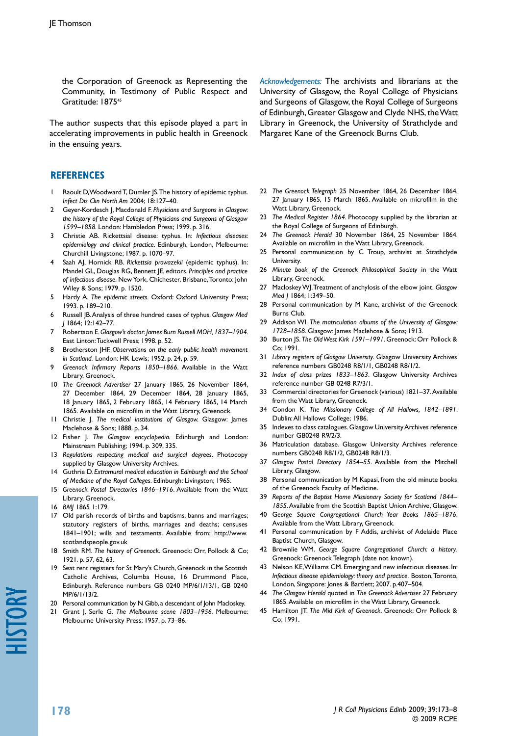the Corporation of Greenock as Representing the Community, in Testimony of Public Respect and Gratitude: 1875[45]

The author suspects that this episode played a part in accelerating improvements in public health in Greenock in the ensuing years.

*Acknowledgements:* The archivists and librarians at the University of Glasgow, the Royal College of Physicians and Surgeons of Glasgow, the Royal College of Surgeons of Edinburgh, Greater Glasgow and Clyde NHS, the Watt Library in Greenock, the University of Strathclyde and Margaret Kane of the Greenock Burns Club.

## REFERENCES

1. Raoult D, Woodward T, Dumler JS. The history of epidemic typhus. *Infect Dis Clin North Am* 2004; 18:127–40.
2. Geyer-Kordesch J, Macdonald F. *Physicians and Surgeons in Glasgow: the history of the Royal College of Physicians and Surgeons of Glasgow 1599–1858.* London: Hambledon Press; 1999. p. 316.
3. Christie AB. Rickettsial disease: typhus. In: *Infectious diseases: epidemiology and clinical practice.* Edinburgh, London, Melbourne: Churchill Livingstone; 1987. p. 1070–97.
4. Saah AJ, Hornick RB. *Rickettsia prowazekii* (epidemic typhus). In: Mandel GL, Douglas RG, Bennett JE, editors. *Principles and practice of infectious disease.* New York, Chichester, Brisbane, Toronto: John Wiley & Sons; 1979. p. 1520.
5. Hardy A. *The epidemic streets.* Oxford: Oxford University Press; 1993. p. 189–210.
6. Russell JB. Analysis of three hundred cases of typhus. *Glasgow Med J* 1864; 12:142–77.
7. Robertson E. *Glasgow's doctor: James Burn Russell MOH, 1837–1904.* East Linton: Tuckwell Press; 1998. p. 52.
8. Brotherston JHF. *Observations on the early public health movement in Scotland.* London: HK Lewis; 1952. p. 24, p. 59.
9. *Greenock Infirmary Reports 1850–1866.* Available in the Watt Library, Greenock.
10. *The Greenock Advertiser* 27 January 1865, 26 November 1864, 27 December 1864, 29 December 1864, 28 January 1865, 18 January 1865, 2 February 1865, 14 February 1865, 14 March 1865. Available on microfilm in the Watt Library, Greenock.
11. Christie J. *The medical institutions of Glasgow.* Glasgow: James Maclehose & Sons; 1888. p. 34.
12. Fisher J. *The Glasgow encyclopedia.* Edinburgh and London: Mainstream Publishing; 1994. p. 309, 335.
13. *Regulations respecting medical and surgical degrees.* Photocopy supplied by Glasgow University Archives.
14. Guthrie D. *Extramural medical education in Edinburgh and the School of Medicine of the Royal Colleges.* Edinburgh: Livingston; 1965.
15. *Greenock Postal Directories 1846–1916.* Available from the Watt Library, Greenock.
16. *BMJ* 1865 1:179.
17. Old parish records of births and baptisms, banns and marriages; statutory registers of births, marriages and deaths; censuses 1841–1901; wills and testaments. Available from: http://www.scotlandspeople.gov.uk
18. Smith RM. *The history of Greenock.* Greenock: Orr, Pollock & Co; 1921. p. 57, 62, 63.
19. Seat rent registers for St Mary's Church, Greenock in the Scottish Catholic Archives, Columba House, 16 Drummond Place, Edinburgh. Reference numbers GB 0240 MP/6/1/13/1, GB 0240 MP/6/1/13/2.
20. Personal communication by N Gibb, a descendant of John Macloskey.
21. Grant J, Serle G. *The Melbourne scene 1803–1956.* Melbourne: Melbourne University Press; 1957. p. 73–86.
22. *The Greenock Telegraph* 25 November 1864, 26 December 1864, 27 January 1865, 15 March 1865. Available on microfilm in the Watt Library, Greenock.
23. *The Medical Register 1864.* Photocopy supplied by the librarian at the Royal College of Surgeons of Edinburgh.
24. *The Greenock Herald* 30 November 1864, 25 November 1864. Available on microfilm in the Watt Library, Greenock.
25. Personal communication by C Troup, archivist at Strathclyde University.
26. *Minute book of the Greenock Philosophical Society* in the Watt Library, Greenock.
27. Macloskey WJ. Treatment of anchylosis of the elbow joint. *Glasgow Med J* 1864; 1:349–50.
28. Personal communication by M Kane, archivist of the Greenock Burns Club.
29. Addison WI. *The matriculation albums of the University of Glasgow: 1728–1858.* Glasgow: James Maclehose & Sons; 1913.
30. Burton JS. *The Old West Kirk 1591–1991.* Greenock: Orr Pollock & Co; 1991.
31. *Library registers of Glasgow University.* Glasgow University Archives reference numbers GB0248 R8/1/1, GB0248 R8/1/2.
32. *Index of class prizes 1833–1863.* Glasgow University Archives reference number GB 0248 R7/3/1.
33. Commercial directories for Greenock (various) 1821–37. Available from the Watt Library, Greenock.
34. Condon K. *The Missionary College of All Hallows, 1842–1891.* Dublin: All Hallows College; 1986.
35. Indexes to class catalogues. Glasgow University Archives reference number GB0248 R9/2/3.
36. Matriculation database. Glasgow University Archives reference numbers GB0248 R8/1/2, GB0248 R8/1/3.
37. *Glasgow Postal Directory 1854–55.* Available from the Mitchell Library, Glasgow.
38. Personal communication by M Kapasi, from the old minute books of the Greenock Faculty of Medicine.
39. *Reports of the Baptist Home Missionary Society for Scotland 1844–1855.* Available from the Scottish Baptist Union Archive, Glasgow.
40. *George Square Congregational Church Year Books 1865–1876.* Available from the Watt Library, Greenock.
41. Personal communication by F Addis, archivist of Adelaide Place Baptist Church, Glasgow.
42. Brownlie WM. *George Square Congregational Church: a history.* Greenock: Greenock Telegraph (date not known).
43. Nelson KE, Williams CM. Emerging and new infectious diseases. In: *Infectious disease epidemiology: theory and practice.* Boston, Toronto, London, Singapore: Jones & Bartlett; 2007. p.407–504.
44. *The Glasgow Herald* quoted in *The Greenock Advertiser* 27 February 1865. Available on microfilm in the Watt Library, Greenock.
45. Hamilton JT. *The Mid Kirk of Greenock.* Greenock: Orr Pollock & Co; 1991.